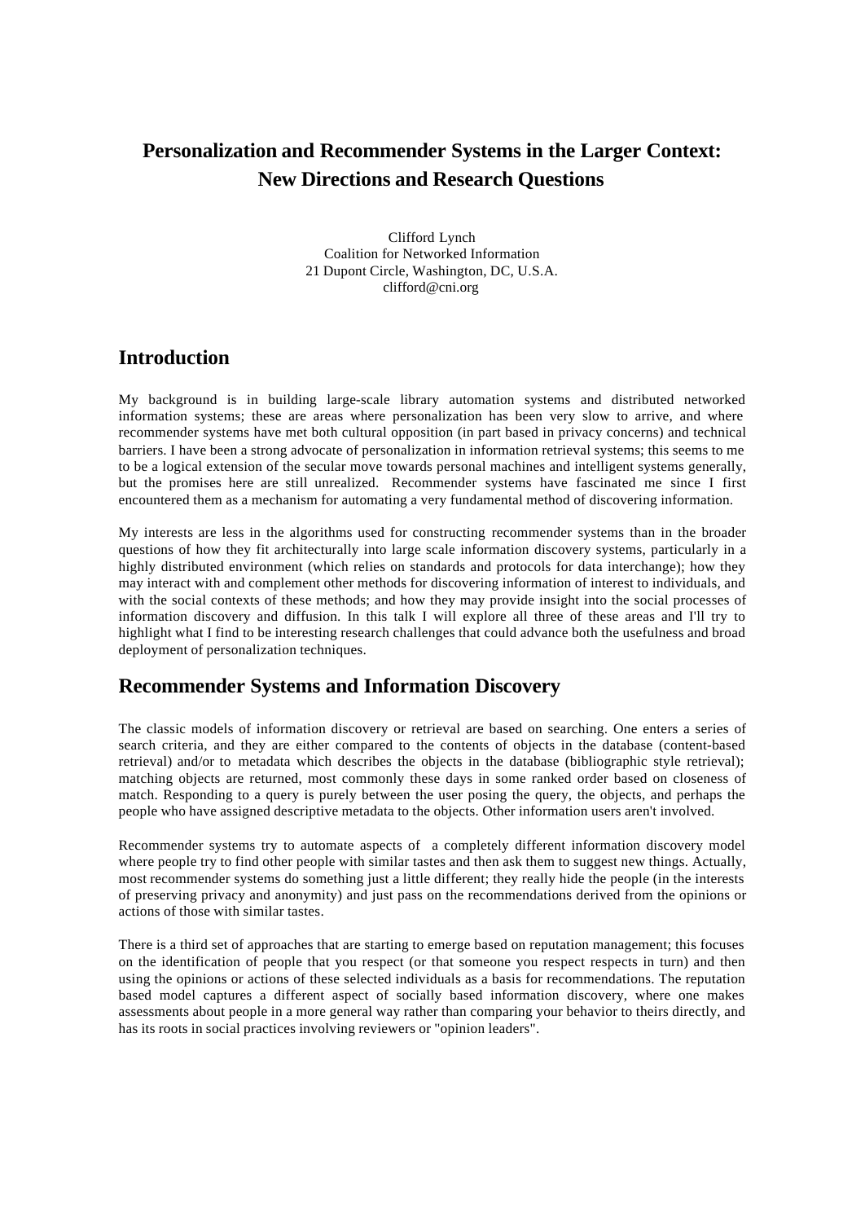# Personalization and Recommender Systems in the Larger Context: New Directions and Research Questions

Clifford Lynch
Coalition for Networked Information
21 Dupont Circle, Washington, DC, U.S.A.
clifford@cni.org

## Introduction

My background is in building large-scale library automation systems and distributed networked information systems; these are areas where personalization has been very slow to arrive, and where recommender systems have met both cultural opposition (in part based in privacy concerns) and technical barriers. I have been a strong advocate of personalization in information retrieval systems; this seems to me to be a logical extension of the secular move towards personal machines and intelligent systems generally, but the promises here are still unrealized. Recommender systems have fascinated me since I first encountered them as a mechanism for automating a very fundamental method of discovering information.

My interests are less in the algorithms used for constructing recommender systems than in the broader questions of how they fit architecturally into large scale information discovery systems, particularly in a highly distributed environment (which relies on standards and protocols for data interchange); how they may interact with and complement other methods for discovering information of interest to individuals, and with the social contexts of these methods; and how they may provide insight into the social processes of information discovery and diffusion. In this talk I will explore all three of these areas and I'll try to highlight what I find to be interesting research challenges that could advance both the usefulness and broad deployment of personalization techniques.

## Recommender Systems and Information Discovery

The classic models of information discovery or retrieval are based on searching. One enters a series of search criteria, and they are either compared to the contents of objects in the database (content-based retrieval) and/or to metadata which describes the objects in the database (bibliographic style retrieval); matching objects are returned, most commonly these days in some ranked order based on closeness of match. Responding to a query is purely between the user posing the query, the objects, and perhaps the people who have assigned descriptive metadata to the objects. Other information users aren't involved.

Recommender systems try to automate aspects of a completely different information discovery model where people try to find other people with similar tastes and then ask them to suggest new things. Actually, most recommender systems do something just a little different; they really hide the people (in the interests of preserving privacy and anonymity) and just pass on the recommendations derived from the opinions or actions of those with similar tastes.

There is a third set of approaches that are starting to emerge based on reputation management; this focuses on the identification of people that you respect (or that someone you respect respects in turn) and then using the opinions or actions of these selected individuals as a basis for recommendations. The reputation based model captures a different aspect of socially based information discovery, where one makes assessments about people in a more general way rather than comparing your behavior to theirs directly, and has its roots in social practices involving reviewers or "opinion leaders".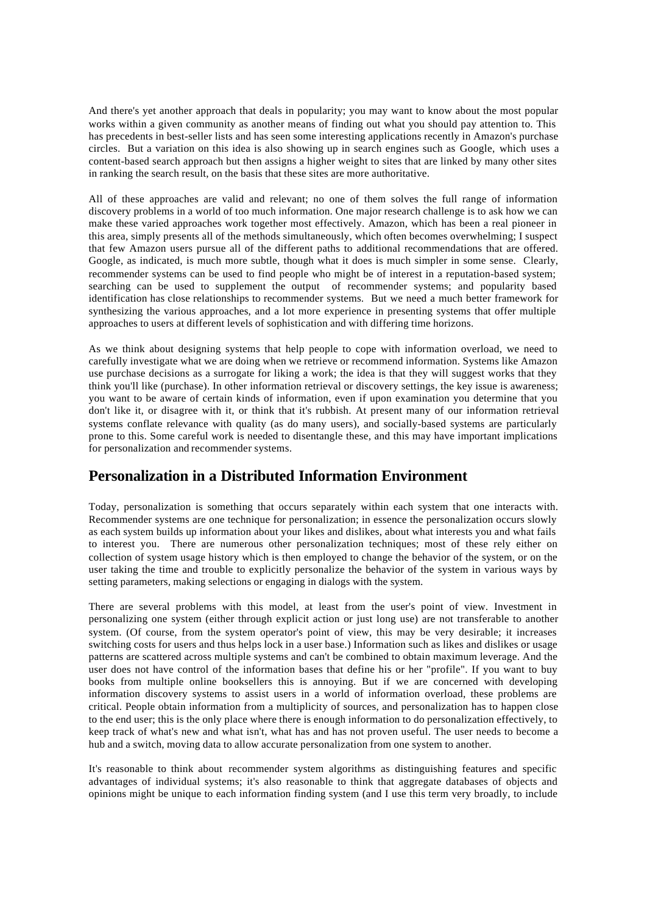And there's yet another approach that deals in popularity; you may want to know about the most popular works within a given community as another means of finding out what you should pay attention to. This has precedents in best-seller lists and has seen some interesting applications recently in Amazon's purchase circles. But a variation on this idea is also showing up in search engines such as Google, which uses a content-based search approach but then assigns a higher weight to sites that are linked by many other sites in ranking the search result, on the basis that these sites are more authoritative.

All of these approaches are valid and relevant; no one of them solves the full range of information discovery problems in a world of too much information. One major research challenge is to ask how we can make these varied approaches work together most effectively. Amazon, which has been a real pioneer in this area, simply presents all of the methods simultaneously, which often becomes overwhelming; I suspect that few Amazon users pursue all of the different paths to additional recommendations that are offered. Google, as indicated, is much more subtle, though what it does is much simpler in some sense. Clearly, recommender systems can be used to find people who might be of interest in a reputation-based system; searching can be used to supplement the output of recommender systems; and popularity based identification has close relationships to recommender systems. But we need a much better framework for synthesizing the various approaches, and a lot more experience in presenting systems that offer multiple approaches to users at different levels of sophistication and with differing time horizons.

As we think about designing systems that help people to cope with information overload, we need to carefully investigate what we are doing when we retrieve or recommend information. Systems like Amazon use purchase decisions as a surrogate for liking a work; the idea is that they will suggest works that they think you'll like (purchase). In other information retrieval or discovery settings, the key issue is awareness; you want to be aware of certain kinds of information, even if upon examination you determine that you don't like it, or disagree with it, or think that it's rubbish. At present many of our information retrieval systems conflate relevance with quality (as do many users), and socially-based systems are particularly prone to this. Some careful work is needed to disentangle these, and this may have important implications for personalization and recommender systems.

## Personalization in a Distributed Information Environment

Today, personalization is something that occurs separately within each system that one interacts with. Recommender systems are one technique for personalization; in essence the personalization occurs slowly as each system builds up information about your likes and dislikes, about what interests you and what fails to interest you. There are numerous other personalization techniques; most of these rely either on collection of system usage history which is then employed to change the behavior of the system, or on the user taking the time and trouble to explicitly personalize the behavior of the system in various ways by setting parameters, making selections or engaging in dialogs with the system.

There are several problems with this model, at least from the user's point of view. Investment in personalizing one system (either through explicit action or just long use) are not transferable to another system. (Of course, from the system operator's point of view, this may be very desirable; it increases switching costs for users and thus helps lock in a user base.) Information such as likes and dislikes or usage patterns are scattered across multiple systems and can't be combined to obtain maximum leverage. And the user does not have control of the information bases that define his or her "profile". If you want to buy books from multiple online booksellers this is annoying. But if we are concerned with developing information discovery systems to assist users in a world of information overload, these problems are critical. People obtain information from a multiplicity of sources, and personalization has to happen close to the end user; this is the only place where there is enough information to do personalization effectively, to keep track of what's new and what isn't, what has and has not proven useful. The user needs to become a hub and a switch, moving data to allow accurate personalization from one system to another.

It's reasonable to think about recommender system algorithms as distinguishing features and specific advantages of individual systems; it's also reasonable to think that aggregate databases of objects and opinions might be unique to each information finding system (and I use this term very broadly, to include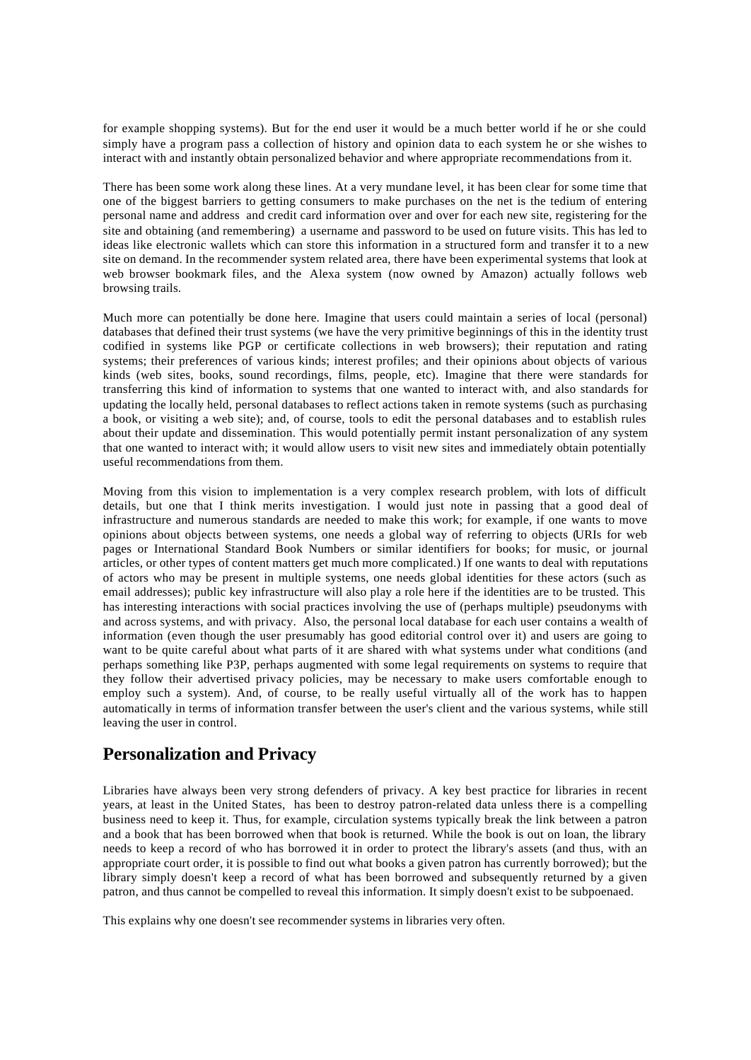for example shopping systems). But for the end user it would be a much better world if he or she could simply have a program pass a collection of history and opinion data to each system he or she wishes to interact with and instantly obtain personalized behavior and where appropriate recommendations from it.

There has been some work along these lines. At a very mundane level, it has been clear for some time that one of the biggest barriers to getting consumers to make purchases on the net is the tedium of entering personal name and address and credit card information over and over for each new site, registering for the site and obtaining (and remembering) a username and password to be used on future visits. This has led to ideas like electronic wallets which can store this information in a structured form and transfer it to a new site on demand. In the recommender system related area, there have been experimental systems that look at web browser bookmark files, and the Alexa system (now owned by Amazon) actually follows web browsing trails.

Much more can potentially be done here. Imagine that users could maintain a series of local (personal) databases that defined their trust systems (we have the very primitive beginnings of this in the identity trust codified in systems like PGP or certificate collections in web browsers); their reputation and rating systems; their preferences of various kinds; interest profiles; and their opinions about objects of various kinds (web sites, books, sound recordings, films, people, etc). Imagine that there were standards for transferring this kind of information to systems that one wanted to interact with, and also standards for updating the locally held, personal databases to reflect actions taken in remote systems (such as purchasing a book, or visiting a web site); and, of course, tools to edit the personal databases and to establish rules about their update and dissemination. This would potentially permit instant personalization of any system that one wanted to interact with; it would allow users to visit new sites and immediately obtain potentially useful recommendations from them.

Moving from this vision to implementation is a very complex research problem, with lots of difficult details, but one that I think merits investigation. I would just note in passing that a good deal of infrastructure and numerous standards are needed to make this work; for example, if one wants to move opinions about objects between systems, one needs a global way of referring to objects (URIs for web pages or International Standard Book Numbers or similar identifiers for books; for music, or journal articles, or other types of content matters get much more complicated.) If one wants to deal with reputations of actors who may be present in multiple systems, one needs global identities for these actors (such as email addresses); public key infrastructure will also play a role here if the identities are to be trusted. This has interesting interactions with social practices involving the use of (perhaps multiple) pseudonyms with and across systems, and with privacy. Also, the personal local database for each user contains a wealth of information (even though the user presumably has good editorial control over it) and users are going to want to be quite careful about what parts of it are shared with what systems under what conditions (and perhaps something like P3P, perhaps augmented with some legal requirements on systems to require that they follow their advertised privacy policies, may be necessary to make users comfortable enough to employ such a system). And, of course, to be really useful virtually all of the work has to happen automatically in terms of information transfer between the user's client and the various systems, while still leaving the user in control.

## Personalization and Privacy

Libraries have always been very strong defenders of privacy. A key best practice for libraries in recent years, at least in the United States, has been to destroy patron-related data unless there is a compelling business need to keep it. Thus, for example, circulation systems typically break the link between a patron and a book that has been borrowed when that book is returned. While the book is out on loan, the library needs to keep a record of who has borrowed it in order to protect the library's assets (and thus, with an appropriate court order, it is possible to find out what books a given patron has currently borrowed); but the library simply doesn't keep a record of what has been borrowed and subsequently returned by a given patron, and thus cannot be compelled to reveal this information. It simply doesn't exist to be subpoenaed.

This explains why one doesn't see recommender systems in libraries very often.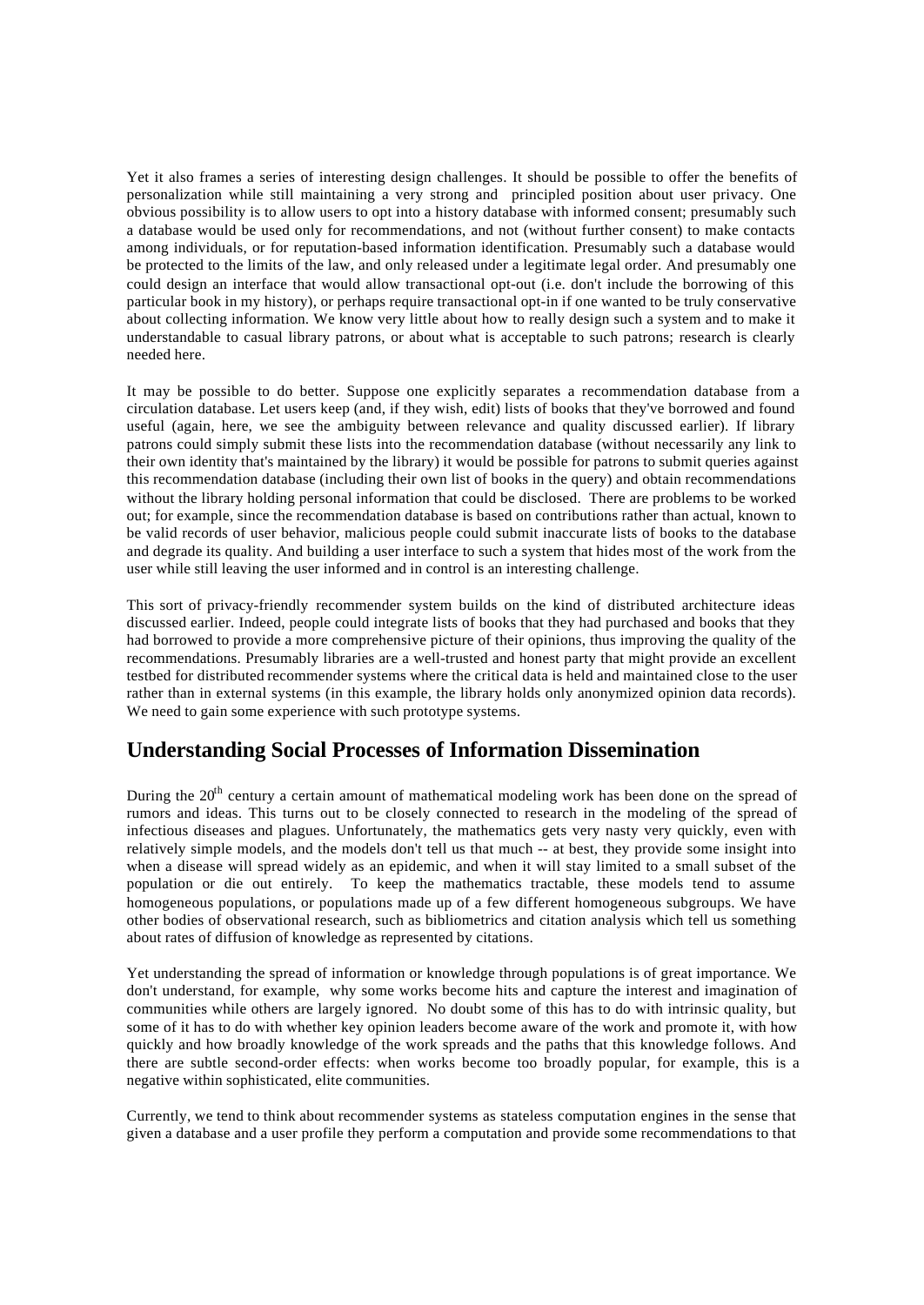Yet it also frames a series of interesting design challenges. It should be possible to offer the benefits of personalization while still maintaining a very strong and principled position about user privacy. One obvious possibility is to allow users to opt into a history database with informed consent; presumably such a database would be used only for recommendations, and not (without further consent) to make contacts among individuals, or for reputation-based information identification. Presumably such a database would be protected to the limits of the law, and only released under a legitimate legal order. And presumably one could design an interface that would allow transactional opt-out (i.e. don't include the borrowing of this particular book in my history), or perhaps require transactional opt-in if one wanted to be truly conservative about collecting information. We know very little about how to really design such a system and to make it understandable to casual library patrons, or about what is acceptable to such patrons; research is clearly needed here.

It may be possible to do better. Suppose one explicitly separates a recommendation database from a circulation database. Let users keep (and, if they wish, edit) lists of books that they've borrowed and found useful (again, here, we see the ambiguity between relevance and quality discussed earlier). If library patrons could simply submit these lists into the recommendation database (without necessarily any link to their own identity that's maintained by the library) it would be possible for patrons to submit queries against this recommendation database (including their own list of books in the query) and obtain recommendations without the library holding personal information that could be disclosed. There are problems to be worked out; for example, since the recommendation database is based on contributions rather than actual, known to be valid records of user behavior, malicious people could submit inaccurate lists of books to the database and degrade its quality. And building a user interface to such a system that hides most of the work from the user while still leaving the user informed and in control is an interesting challenge.

This sort of privacy-friendly recommender system builds on the kind of distributed architecture ideas discussed earlier. Indeed, people could integrate lists of books that they had purchased and books that they had borrowed to provide a more comprehensive picture of their opinions, thus improving the quality of the recommendations. Presumably libraries are a well-trusted and honest party that might provide an excellent testbed for distributed recommender systems where the critical data is held and maintained close to the user rather than in external systems (in this example, the library holds only anonymized opinion data records). We need to gain some experience with such prototype systems.

## Understanding Social Processes of Information Dissemination

During the 20th century a certain amount of mathematical modeling work has been done on the spread of rumors and ideas. This turns out to be closely connected to research in the modeling of the spread of infectious diseases and plagues. Unfortunately, the mathematics gets very nasty very quickly, even with relatively simple models, and the models don't tell us that much -- at best, they provide some insight into when a disease will spread widely as an epidemic, and when it will stay limited to a small subset of the population or die out entirely. To keep the mathematics tractable, these models tend to assume homogeneous populations, or populations made up of a few different homogeneous subgroups. We have other bodies of observational research, such as bibliometrics and citation analysis which tell us something about rates of diffusion of knowledge as represented by citations.

Yet understanding the spread of information or knowledge through populations is of great importance. We don't understand, for example, why some works become hits and capture the interest and imagination of communities while others are largely ignored. No doubt some of this has to do with intrinsic quality, but some of it has to do with whether key opinion leaders become aware of the work and promote it, with how quickly and how broadly knowledge of the work spreads and the paths that this knowledge follows. And there are subtle second-order effects: when works become too broadly popular, for example, this is a negative within sophisticated, elite communities.

Currently, we tend to think about recommender systems as stateless computation engines in the sense that given a database and a user profile they perform a computation and provide some recommendations to that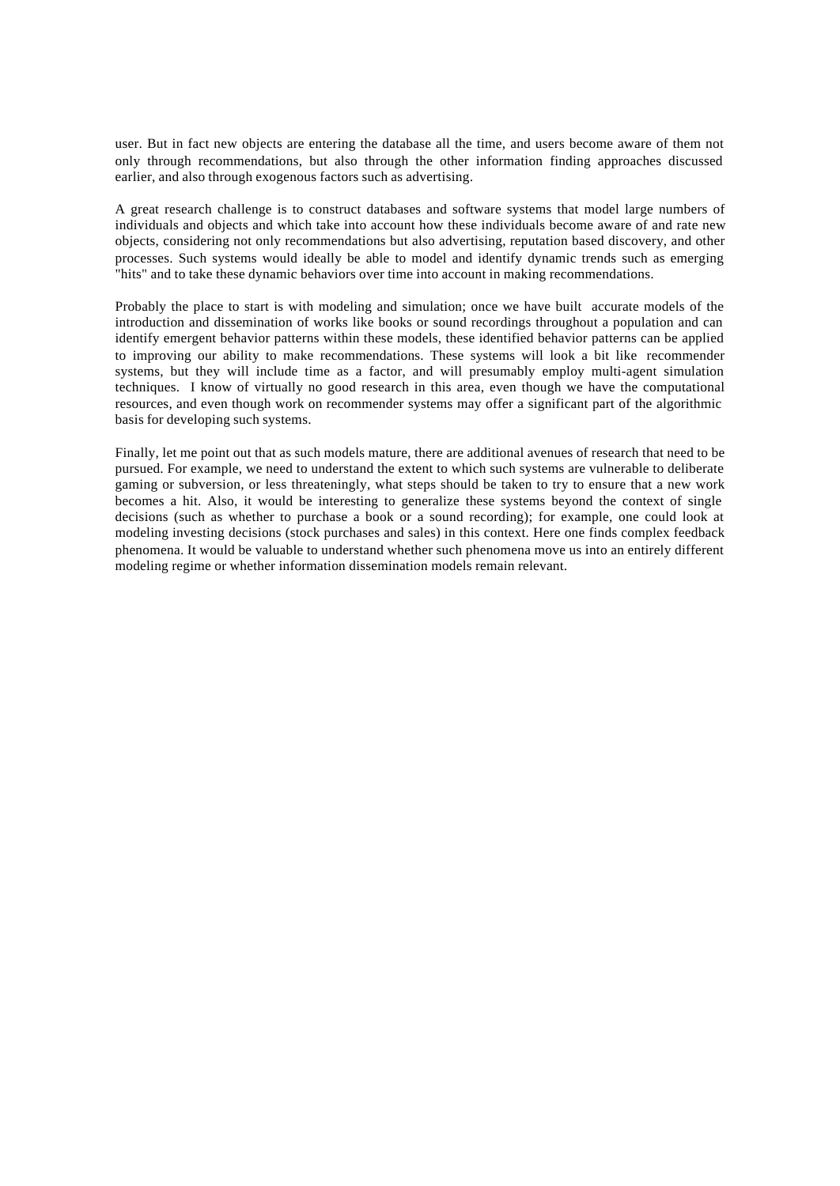user. But in fact new objects are entering the database all the time, and users become aware of them not only through recommendations, but also through the other information finding approaches discussed earlier, and also through exogenous factors such as advertising.

A great research challenge is to construct databases and software systems that model large numbers of individuals and objects and which take into account how these individuals become aware of and rate new objects, considering not only recommendations but also advertising, reputation based discovery, and other processes. Such systems would ideally be able to model and identify dynamic trends such as emerging "hits" and to take these dynamic behaviors over time into account in making recommendations.

Probably the place to start is with modeling and simulation; once we have built accurate models of the introduction and dissemination of works like books or sound recordings throughout a population and can identify emergent behavior patterns within these models, these identified behavior patterns can be applied to improving our ability to make recommendations. These systems will look a bit like recommender systems, but they will include time as a factor, and will presumably employ multi-agent simulation techniques. I know of virtually no good research in this area, even though we have the computational resources, and even though work on recommender systems may offer a significant part of the algorithmic basis for developing such systems.

Finally, let me point out that as such models mature, there are additional avenues of research that need to be pursued. For example, we need to understand the extent to which such systems are vulnerable to deliberate gaming or subversion, or less threateningly, what steps should be taken to try to ensure that a new work becomes a hit. Also, it would be interesting to generalize these systems beyond the context of single decisions (such as whether to purchase a book or a sound recording); for example, one could look at modeling investing decisions (stock purchases and sales) in this context. Here one finds complex feedback phenomena. It would be valuable to understand whether such phenomena move us into an entirely different modeling regime or whether information dissemination models remain relevant.